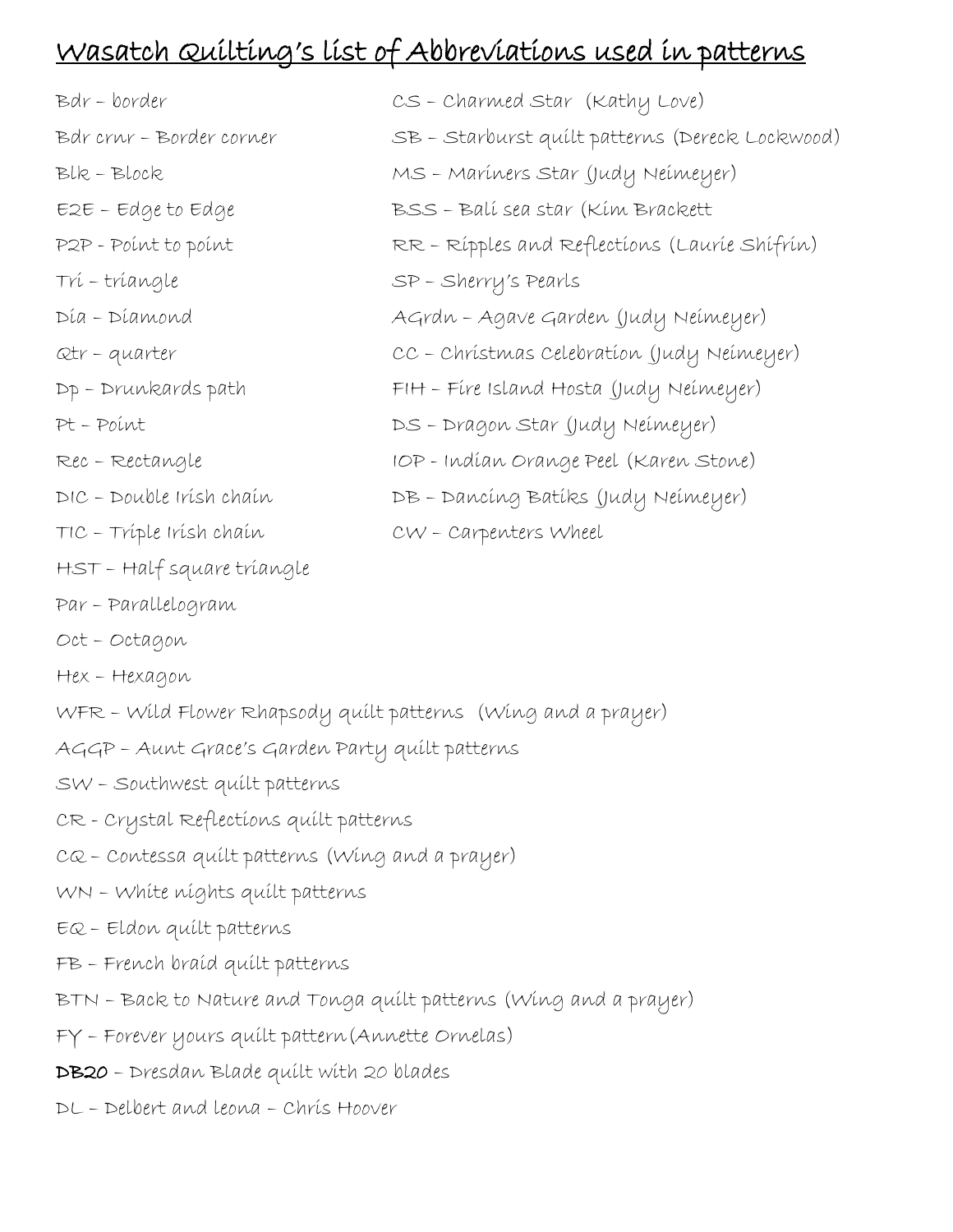# Wasatch Quilting's list of Abbreviations used in patterns

Bdr – border

Bdr crnr – Border corner

Blk – Block

E2E – Edge to Edge

P2P - Point to point

Tri – triangle

Dia – Diamond

Qtr – quarter

Dp – Drunkards path

Pt – Point

Rec – Rectangle

DIC – Double Irish chain

TIC – Triple Irish chain

HST – Half square triangle

Par – Parallelogram

Oct – Octagon

Hex – Hexagon

WFR – Wild Flower Rhapsody quilt patterns (Wing and a prayer)

AGGP – Aunt Grace's Garden Party quilt patterns

SW – Southwest quilt patterns

CR - Crystal Reflections quilt patterns

CQ – Contessa quilt patterns (Wing and a prayer)

WN – White nights quilt patterns

EQ – Eldon quilt patterns

FB – French braid quilt patterns

BTN – Back to Nature and Tonga quilt patterns (Wing and a prayer)

FY – Forever yours quilt pattern (Annette Ornelas)

**DB20** – Dresdan Blade quilt with 20 blades

DL – Delbert and leona – Chris Hoover

CS – Charmed Star (Kathy Love)

SB – Starburst quilt patterns (Dereck Lockwood)

MS – Mariners Star (Judy Neimeyer)

BSS – Bali sea star (Kim Brackett

RR – Ripples and Reflections (Laurie Shifrin)

SP – Sherry's Pearls

AGrdn – Agave Garden (Judy Neimeyer)

CC – Christmas Celebration (Judy Neimeyer)

FIH – Fire Island Hosta (Judy Neimeyer)

DS – Dragon Star (Judy Neimeyer)

IOP - Indian Orange Peel (Karen Stone)

DB – Dancing Batiks (Judy Neimeyer)

CW – Carpenters Wheel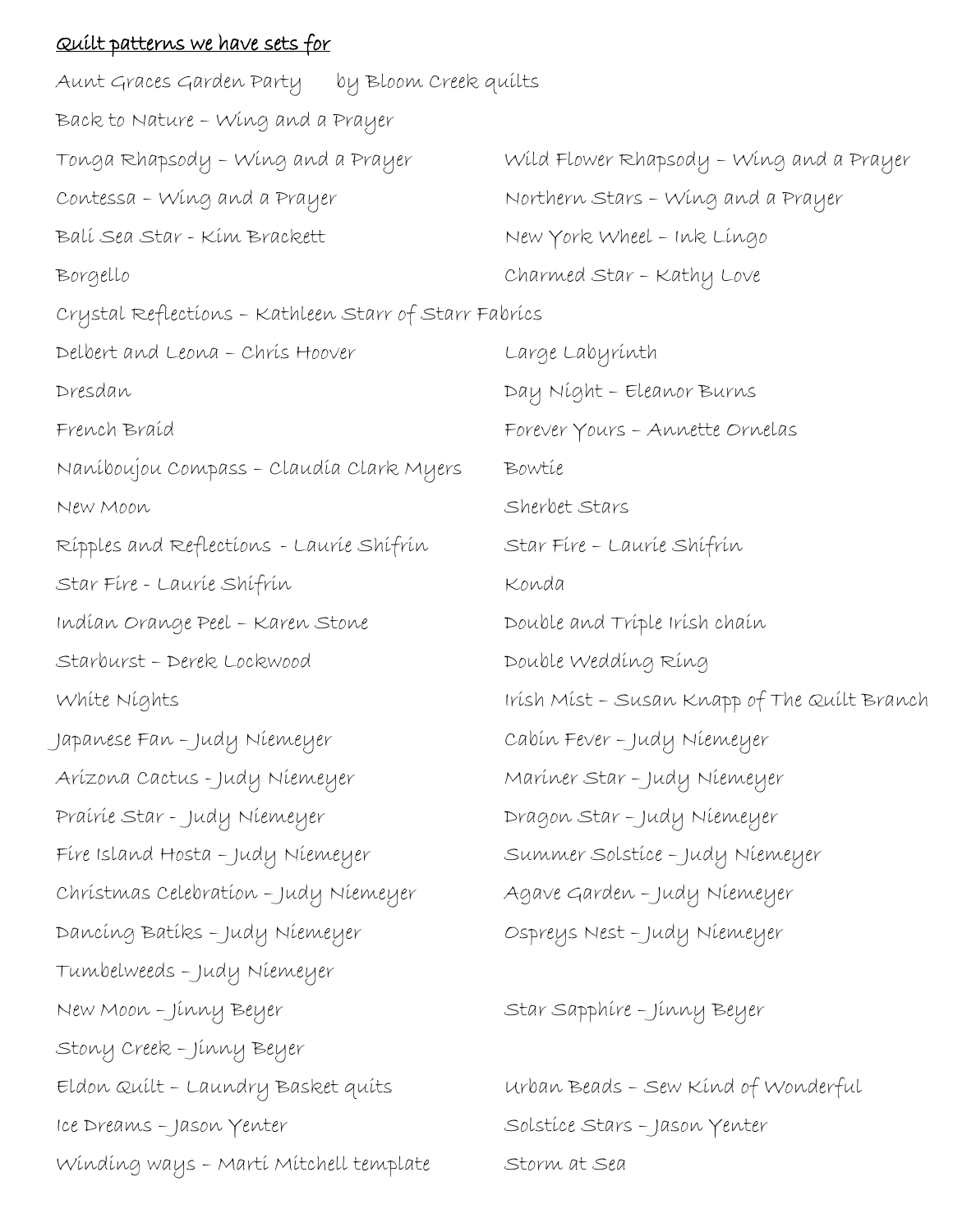Quilt patterns we have sets for

Aunt Graces Garden Party by Bloom Creek quilts

Back to Nature – Wing and a Prayer

Tonga Rhapsody – Wing and a Prayer

Wild Flower Rhapsody – Wing and a Prayer

Contessa – Wing and a Prayer

Northern Stars – Wing and a Prayer

Bali Sea Star - Kim Brackett

New York Wheel – Ink Lingo

Borgello

Charmed Star – Kathy Love

Crystal Reflections – Kathleen Starr of Starr Fabrics

Delbert and Leona – Chris Hoover

Large Labyrinth

Dresdan

Day Night – Eleanor Burns

French Braid

Forever Yours – Annette Ornelas

Naniboujou Compass – Claudia Clark Myers

Bowtie

New Moon

Sherbet Stars

Ripples and Reflections - Laurie Shifrin

Star Fire – Laurie Shifrin

Star Fire - Laurie Shifrin

Konda

Indian Orange Peel – Karen Stone

Double and Triple Irish chain

Starburst – Derek Lockwood

Double Wedding Ring

White Nights

Irish Mist – Susan Knapp of The Quilt Branch

Japanese Fan – Judy Niemeyer

Cabin Fever – Judy Niemeyer

Arizona Cactus - Judy Niemeyer

Mariner Star – Judy Niemeyer

Prairie Star - Judy Niemeyer

Dragon Star – Judy Niemeyer

Fire Island Hosta – Judy Niemeyer

Summer Solstice – Judy Niemeyer

Christmas Celebration – Judy Niemeyer

Agave Garden – Judy Niemeyer

Dancing Batiks – Judy Niemeyer

Ospreys Nest – Judy Niemeyer

Tumbelweeds – Judy Niemeyer

New Moon – Jinny Beyer

Star Sapphire – Jinny Beyer

Stony Creek – Jinny Beyer

Eldon Quilt – Laundry Basket quits

Urban Beads – Sew Kind of Wonderful

Ice Dreams – Jason Yenter

Solstice Stars – Jason Yenter

Winding ways – Marti Mitchell template

Storm at Sea